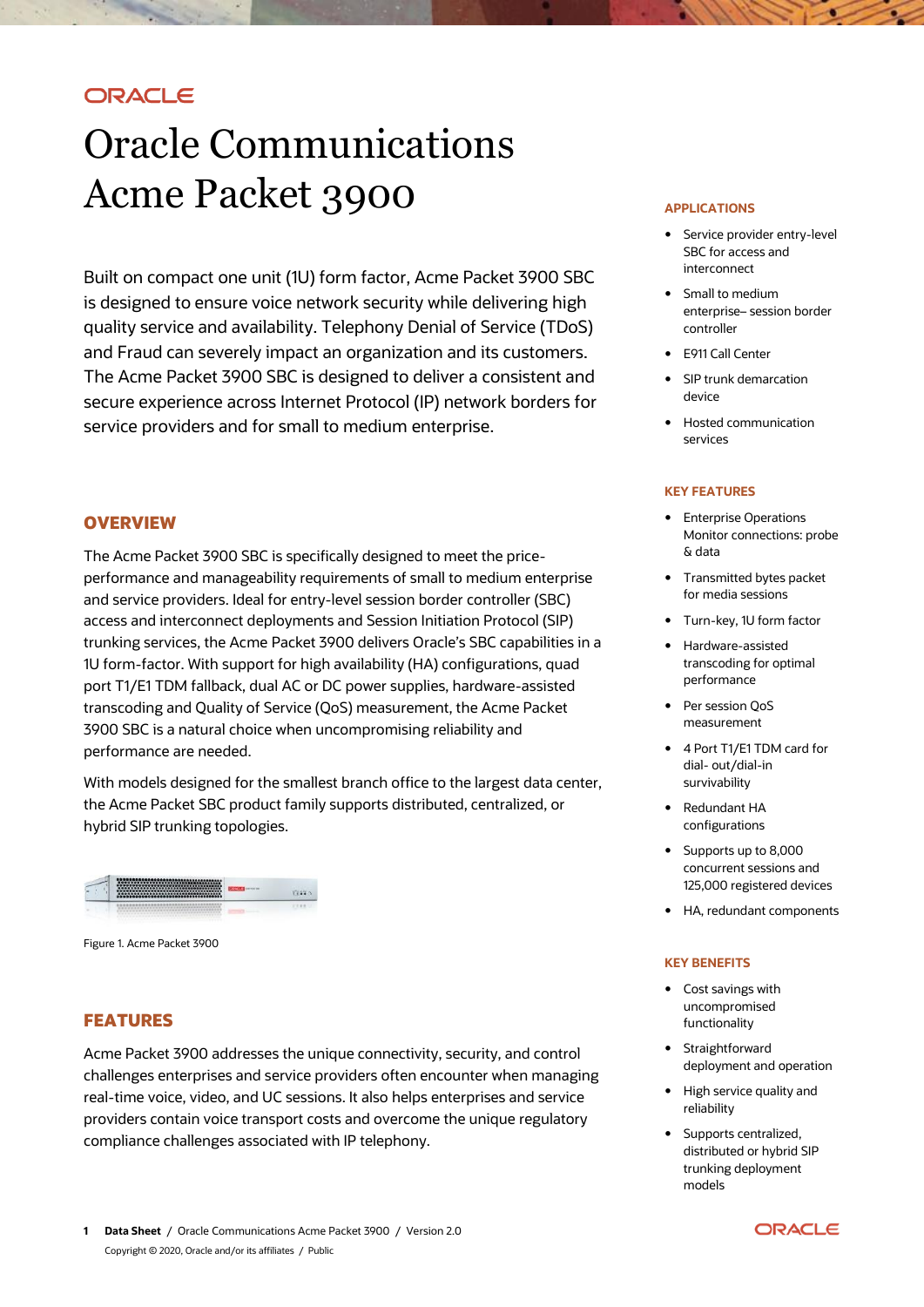ORACLE

# Oracle Communications Acme Packet 3900

Built on compact one unit (1U) form factor, Acme Packet 3900 SBC is designed to ensure voice network security while delivering high quality service and availability. Telephony Denial of Service (TDoS) and Fraud can severely impact an organization and its customers. The Acme Packet 3900 SBC is designed to deliver a consistent and secure experience across Internet Protocol (IP) network borders for service providers and for small to medium enterprise.

## OVERVIEW

The Acme Packet 3900 SBC is specifically designed to meet the price-performance and manageability requirements of small to medium enterprise and service providers. Ideal for entry-level session border controller (SBC) access and interconnect deployments and Session Initiation Protocol (SIP) trunking services, the Acme Packet 3900 delivers Oracle's SBC capabilities in a 1U form-factor. With support for high availability (HA) configurations, quad port T1/E1 TDM fallback, dual AC or DC power supplies, hardware-assisted transcoding and Quality of Service (QoS) measurement, the Acme Packet 3900 SBC is a natural choice when uncompromising reliability and performance are needed.

With models designed for the smallest branch office to the largest data center, the Acme Packet SBC product family supports distributed, centralized, or hybrid SIP trunking topologies.

Figure 1. Acme Packet 3900

## FEATURES

Acme Packet 3900 addresses the unique connectivity, security, and control challenges enterprises and service providers often encounter when managing real-time voice, video, and UC sessions. It also helps enterprises and service providers contain voice transport costs and overcome the unique regulatory compliance challenges associated with IP telephony.

### APPLICATIONS

- Service provider entry-level SBC for access and interconnect
- Small to medium enterprise– session border controller
- E911 Call Center
- SIP trunk demarcation device
- Hosted communication services

### KEY FEATURES

- Enterprise Operations Monitor connections: probe & data
- Transmitted bytes packet for media sessions
- Turn-key, 1U form factor
- Hardware-assisted transcoding for optimal performance
- Per session QoS measurement
- 4 Port T1/E1 TDM card for dial- out/dial-in survivability
- Redundant HA configurations
- Supports up to 8,000 concurrent sessions and 125,000 registered devices
- HA, redundant components

### KEY BENEFITS

- Cost savings with uncompromised functionality
- Straightforward deployment and operation
- High service quality and reliability
- Supports centralized, distributed or hybrid SIP trunking deployment models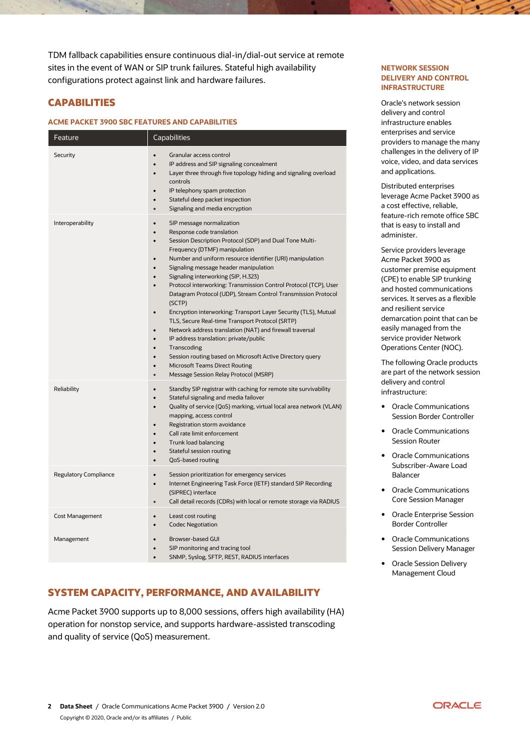TDM fallback capabilities ensure continuous dial-in/dial-out service at remote sites in the event of WAN or SIP trunk failures. Stateful high availability configurations protect against link and hardware failures.

## CAPABILITIES

### ACME PACKET 3900 SBC FEATURES AND CAPABILITIES

| Feature | Capabilities |
| --- | --- |
| Security | • Granular access control<br>• IP address and SIP signaling concealment<br>• Layer three through five topology hiding and signaling overload controls<br>• IP telephony spam protection<br>• Stateful deep packet inspection<br>• Signaling and media encryption |
| Interoperability | • SIP message normalization<br>• Response code translation<br>• Session Description Protocol (SDP) and Dual Tone Multi-Frequency (DTMF) manipulation<br>• Number and uniform resource identifier (URI) manipulation<br>• Signaling message header manipulation<br>• Signaling interworking (SIP, H.323)<br>• Protocol interworking: Transmission Control Protocol (TCP), User Datagram Protocol (UDP), Stream Control Transmission Protocol (SCTP)<br>• Encryption interworking: Transport Layer Security (TLS), Mutual TLS, Secure Real-time Transport Protocol (SRTP)<br>• Network address translation (NAT) and firewall traversal<br>• IP address translation: private/public<br>• Transcoding<br>• Session routing based on Microsoft Active Directory query<br>• Microsoft Teams Direct Routing<br>• Message Session Relay Protocol (MSRP) |
| Reliability | • Standby SIP registrar with caching for remote site survivability<br>• Stateful signaling and media failover<br>• Quality of service (QoS) marking, virtual local area network (VLAN) mapping, access control<br>• Registration storm avoidance<br>• Call rate limit enforcement<br>• Trunk load balancing<br>• Stateful session routing<br>• QoS-based routing |
| Regulatory Compliance | • Session prioritization for emergency services<br>• Internet Engineering Task Force (IETF) standard SIP Recording (SIPREC) interface<br>• Call detail records (CDRs) with local or remote storage via RADIUS |
| Cost Management | • Least cost routing<br>• Codec Negotiation |
| Management | • Browser-based GUI<br>• SIP monitoring and tracing tool<br>• SNMP, Syslog, SFTP, REST, RADIUS interfaces |

## SYSTEM CAPACITY, PERFORMANCE, AND AVAILABILITY

Acme Packet 3900 supports up to 8,000 sessions, offers high availability (HA) operation for nonstop service, and supports hardware-assisted transcoding and quality of service (QoS) measurement.

### NETWORK SESSION DELIVERY AND CONTROL INFRASTRUCTURE

Oracle's network session delivery and control infrastructure enables enterprises and service providers to manage the many challenges in the delivery of IP voice, video, and data services and applications.

Distributed enterprises leverage Acme Packet 3900 as a cost effective, reliable, feature-rich remote office SBC that is easy to install and administer.

Service providers leverage Acme Packet 3900 as customer premise equipment (CPE) to enable SIP trunking and hosted communications services. It serves as a flexible and resilient service demarcation point that can be easily managed from the service provider Network Operations Center (NOC).

The following Oracle products are part of the network session delivery and control infrastructure:

- Oracle Communications Session Border Controller
- Oracle Communications Session Router
- Oracle Communications Subscriber-Aware Load Balancer
- Oracle Communications Core Session Manager
- Oracle Enterprise Session Border Controller
- Oracle Communications Session Delivery Manager
- Oracle Session Delivery Management Cloud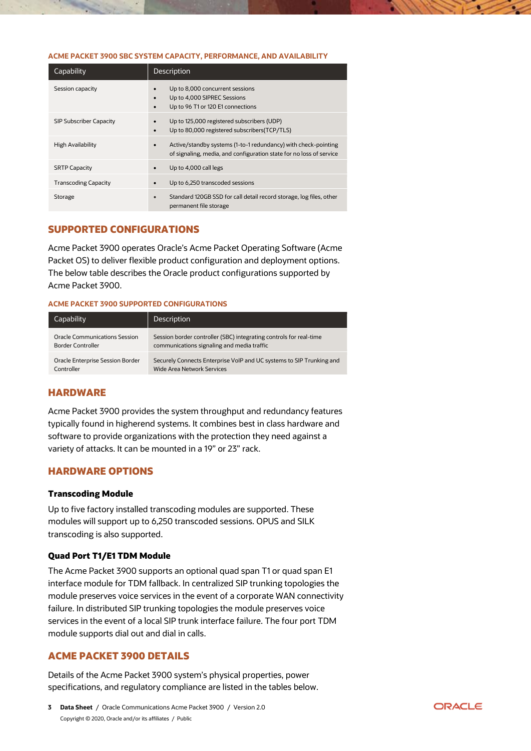### ACME PACKET 3900 SBC SYSTEM CAPACITY, PERFORMANCE, AND AVAILABILITY

| Capability | Description |
| --- | --- |
| Session capacity | • Up to 8,000 concurrent sessions<br>• Up to 4,000 SIPREC Sessions<br>• Up to 96 T1 or 120 E1 connections |
| SIP Subscriber Capacity | • Up to 125,000 registered subscribers (UDP)<br>• Up to 80,000 registered subscribers(TCP/TLS) |
| High Availability | • Active/standby systems (1-to-1 redundancy) with check-pointing of signaling, media, and configuration state for no loss of service |
| SRTP Capacity | • Up to 4,000 call legs |
| Transcoding Capacity | • Up to 6,250 transcoded sessions |
| Storage | • Standard 120GB SSD for call detail record storage, log files, other permanent file storage |

## SUPPORTED CONFIGURATIONS

Acme Packet 3900 operates Oracle's Acme Packet Operating Software (Acme Packet OS) to deliver flexible product configuration and deployment options. The below table describes the Oracle product configurations supported by Acme Packet 3900.

### ACME PACKET 3900 SUPPORTED CONFIGURATIONS

| Capability | Description |
| --- | --- |
| Oracle Communications Session Border Controller | Session border controller (SBC) integrating controls for real-time communications signaling and media traffic |
| Oracle Enterprise Session Border Controller | Securely Connects Enterprise VoIP and UC systems to SIP Trunking and Wide Area Network Services |

## HARDWARE

Acme Packet 3900 provides the system throughput and redundancy features typically found in higherend systems. It combines best in class hardware and software to provide organizations with the protection they need against a variety of attacks. It can be mounted in a 19" or 23" rack.

## HARDWARE OPTIONS

### Transcoding Module

Up to five factory installed transcoding modules are supported. These modules will support up to 6,250 transcoded sessions. OPUS and SILK transcoding is also supported.

### Quad Port T1/E1 TDM Module

The Acme Packet 3900 supports an optional quad span T1 or quad span E1 interface module for TDM fallback. In centralized SIP trunking topologies the module preserves voice services in the event of a corporate WAN connectivity failure. In distributed SIP trunking topologies the module preserves voice services in the event of a local SIP trunk interface failure. The four port TDM module supports dial out and dial in calls.

## ACME PACKET 3900 DETAILS

Details of the Acme Packet 3900 system's physical properties, power specifications, and regulatory compliance are listed in the tables below.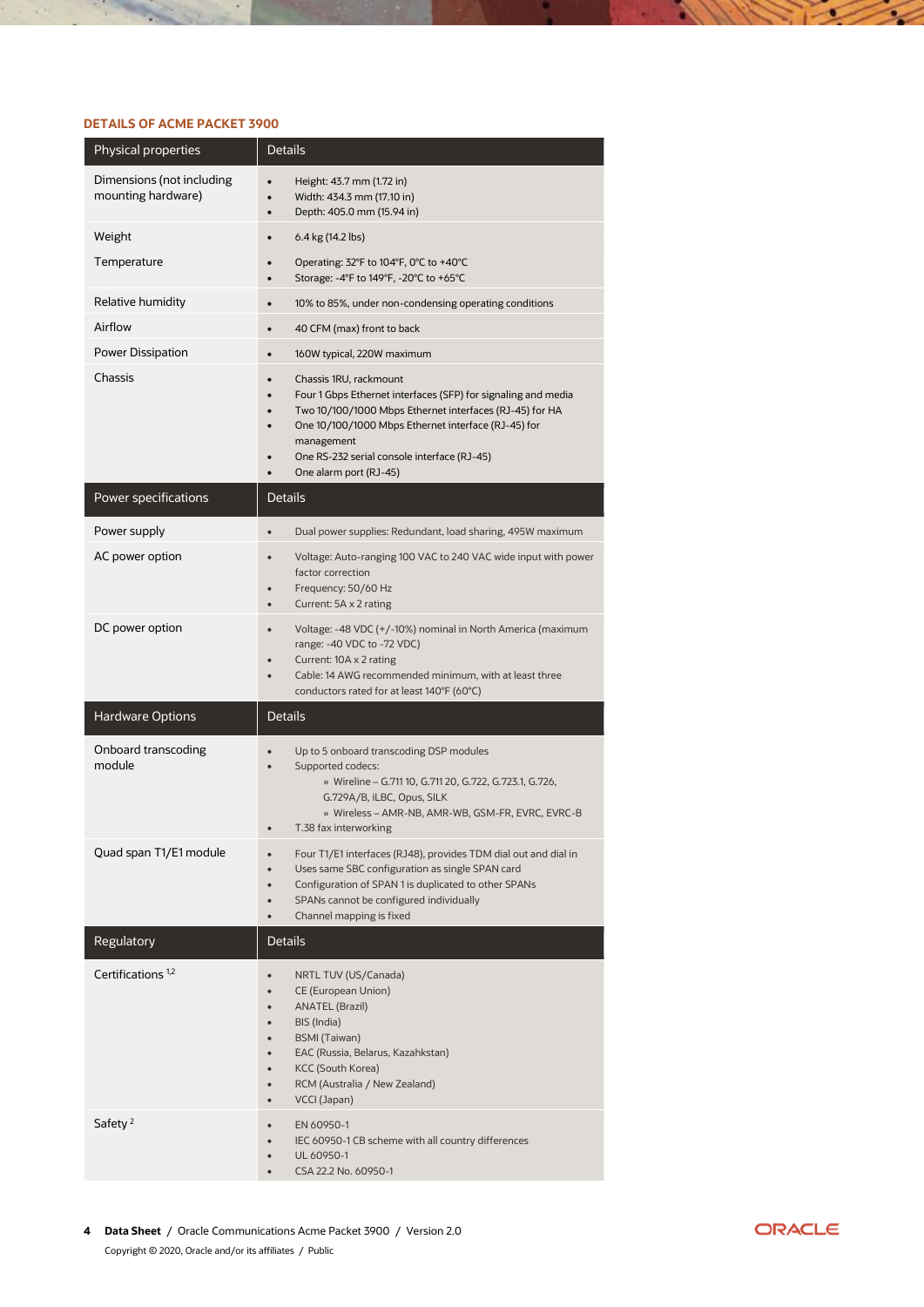## DETAILS OF ACME PACKET 3900

| Physical properties | Details |
|---|---|
| Dimensions (not including mounting hardware) | • Height: 43.7 mm (1.72 in)<br>• Width: 434.3 mm (17.10 in)<br>• Depth: 405.0 mm (15.94 in) |
| Weight | • 6.4 kg (14.2 lbs) |
| Temperature | • Operating: 32°F to 104°F, 0°C to +40°C<br>• Storage: -4°F to 149°F, -20°C to +65°C |
| Relative humidity | • 10% to 85%, under non-condensing operating conditions |
| Airflow | • 40 CFM (max) front to back |
| Power Dissipation | • 160W typical, 220W maximum |
| Chassis | • Chassis 1RU, rackmount<br>• Four 1 Gbps Ethernet interfaces (SFP) for signaling and media<br>• Two 10/100/1000 Mbps Ethernet interfaces (RJ-45) for HA<br>• One 10/100/1000 Mbps Ethernet interface (RJ-45) for management<br>• One RS-232 serial console interface (RJ-45)<br>• One alarm port (RJ-45) |
| **Power specifications** | **Details** |
| Power supply | • Dual power supplies: Redundant, load sharing, 495W maximum |
| AC power option | • Voltage: Auto-ranging 100 VAC to 240 VAC wide input with power factor correction<br>• Frequency: 50/60 Hz<br>• Current: 5A x 2 rating |
| DC power option | • Voltage: -48 VDC (+/-10%) nominal in North America (maximum range: -40 VDC to -72 VDC)<br>• Current: 10A x 2 rating<br>• Cable: 14 AWG recommended minimum, with at least three conductors rated for at least 140°F (60°C) |
| **Hardware Options** | **Details** |
| Onboard transcoding module | • Up to 5 onboard transcoding DSP modules<br>• Supported codecs:<br>» Wireline – G.711 10, G.711 20, G.722, G.723.1, G.726, G.729A/B, iLBC, Opus, SILK<br>» Wireless – AMR-NB, AMR-WB, GSM-FR, EVRC, EVRC-B<br>• T.38 fax interworking |
| Quad span T1/E1 module | • Four T1/E1 interfaces (RJ48), provides TDM dial out and dial in<br>• Uses same SBC configuration as single SPAN card<br>• Configuration of SPAN 1 is duplicated to other SPANs<br>• SPANs cannot be configured individually<br>• Channel mapping is fixed |
| **Regulatory** | **Details** |
| Certifications [1,2] | • NRTL TUV (US/Canada)<br>• CE (European Union)<br>• ANATEL (Brazil)<br>• BIS (India)<br>• BSMI (Taiwan)<br>• EAC (Russia, Belarus, Kazakhstan)<br>• KCC (South Korea)<br>• RCM (Australia / New Zealand)<br>• VCCI (Japan) |
| Safety [2] | • EN 60950-1<br>• IEC 60950-1 CB scheme with all country differences<br>• UL 60950-1<br>• CSA 22.2 No. 60950-1 |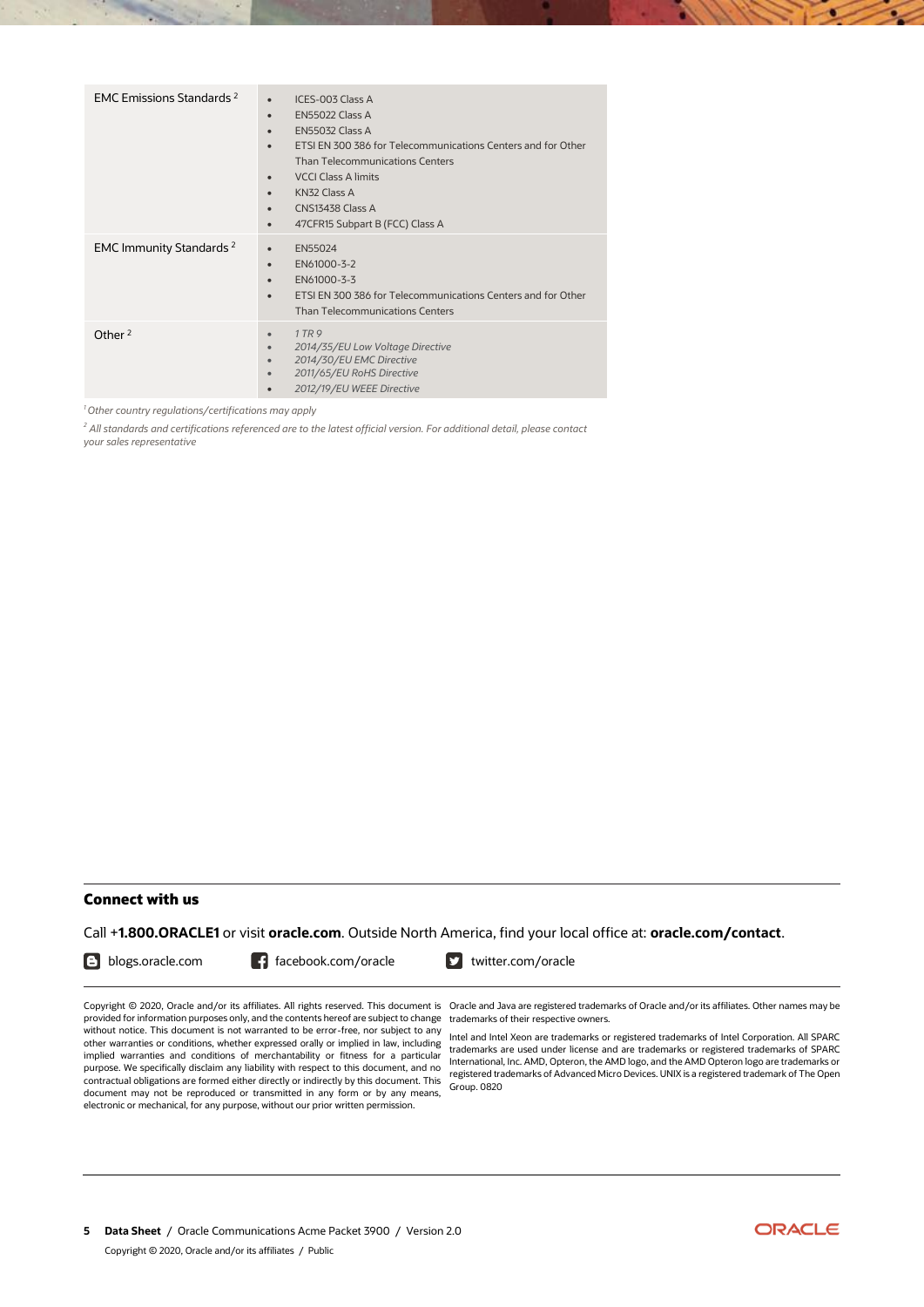| | |
|---|---|
| EMC Emissions Standards [2] | • ICES-003 Class A<br>• EN55022 Class A<br>• EN55032 Class A<br>• ETSI EN 300 386 for Telecommunications Centers and for Other Than Telecommunications Centers<br>• VCCI Class A limits<br>• KN32 Class A<br>• CNS13438 Class A<br>• 47CFR15 Subpart B (FCC) Class A |
| EMC Immunity Standards [2] | • EN55024<br>• EN61000-3-2<br>• EN61000-3-3<br>• ETSI EN 300 386 for Telecommunications Centers and for Other Than Telecommunications Centers |
| Other [2] | • *1 TR 9*<br>• *2014/35/EU Low Voltage Directive*<br>• *2014/30/EU EMC Directive*<br>• *2011/65/EU RoHS Directive*<br>• *2012/19/EU WEEE Directive* |

[1] *Other country regulations/certifications may apply*

[2] *All standards and certifications referenced are to the latest official version. For additional detail, please contact your sales representative*

**Connect with us**

Call +**1.800.ORACLE1** or visit **oracle.com**. Outside North America, find your local office at: **oracle.com/contact**.

blogs.oracle.com facebook.com/oracle twitter.com/oracle

Copyright © 2020, Oracle and/or its affiliates. All rights reserved. This document is provided for information purposes only, and the contents hereof are subject to change without notice. This document is not warranted to be error-free, nor subject to any other warranties or conditions, whether expressed orally or implied in law, including implied warranties and conditions of merchantability or fitness for a particular purpose. We specifically disclaim any liability with respect to this document, and no contractual obligations are formed either directly or indirectly by this document. This document may not be reproduced or transmitted in any form or by any means, electronic or mechanical, for any purpose, without our prior written permission.

Oracle and Java are registered trademarks of Oracle and/or its affiliates. Other names may be trademarks of their respective owners.

Intel and Intel Xeon are trademarks or registered trademarks of Intel Corporation. All SPARC trademarks are used under license and are trademarks or registered trademarks of SPARC International, Inc. AMD, Opteron, the AMD logo, and the AMD Opteron logo are trademarks or registered trademarks of Advanced Micro Devices. UNIX is a registered trademark of The Open Group. 0820